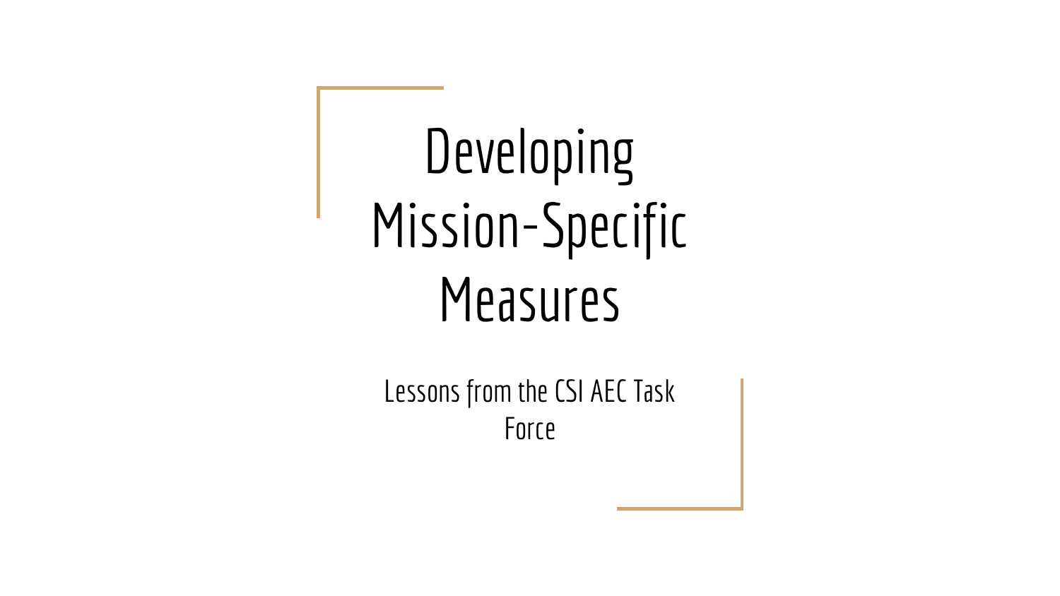# Developing Mission-Specific Measures

Lessons from the CSI AEC Task Force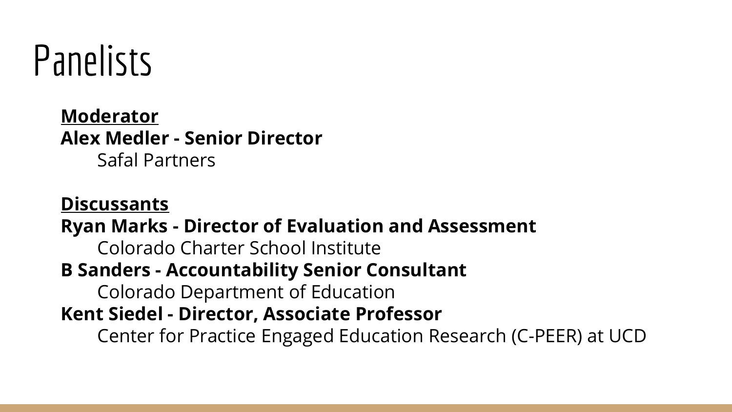# Panelists

**<u>Moderator</u>**

**Alex Medler - Senior Director**

Safal Partners

**<u>Discussants</u>**

**Ryan Marks - Director of Evaluation and Assessment**

Colorado Charter School Institute

**B Sanders - Accountability Senior Consultant**

Colorado Department of Education

**Kent Siedel - Director, Associate Professor**

Center for Practice Engaged Education Research (C-PEER) at UCD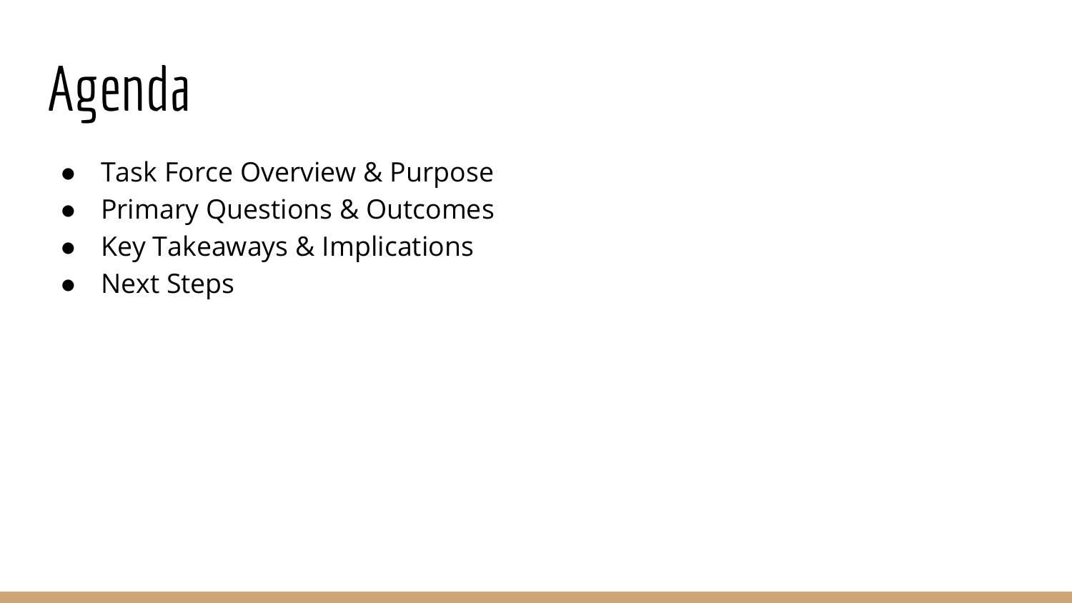# Agenda

- Task Force Overview & Purpose
- Primary Questions & Outcomes
- Key Takeaways & Implications
- Next Steps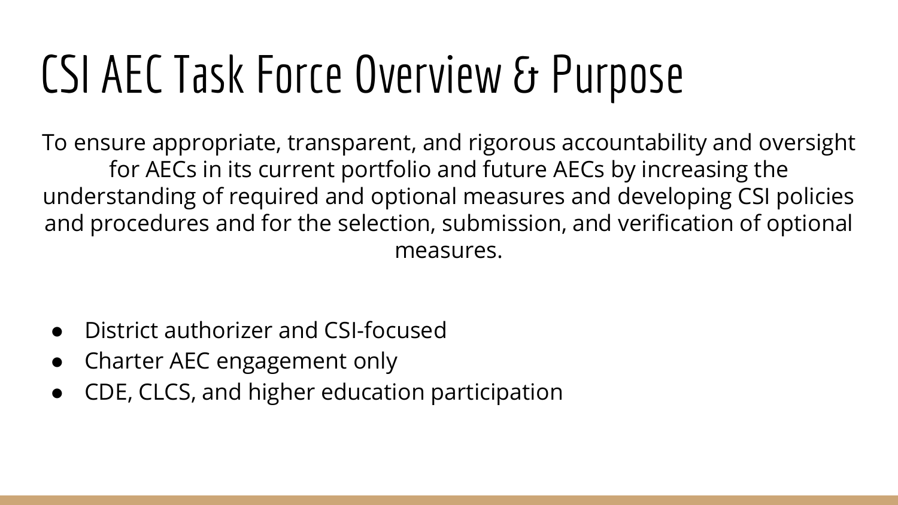# CSI AEC Task Force Overview & Purpose

To ensure appropriate, transparent, and rigorous accountability and oversight for AECs in its current portfolio and future AECs by increasing the understanding of required and optional measures and developing CSI policies and procedures and for the selection, submission, and verification of optional measures.

- District authorizer and CSI-focused
- Charter AEC engagement only
- CDE, CLCS, and higher education participation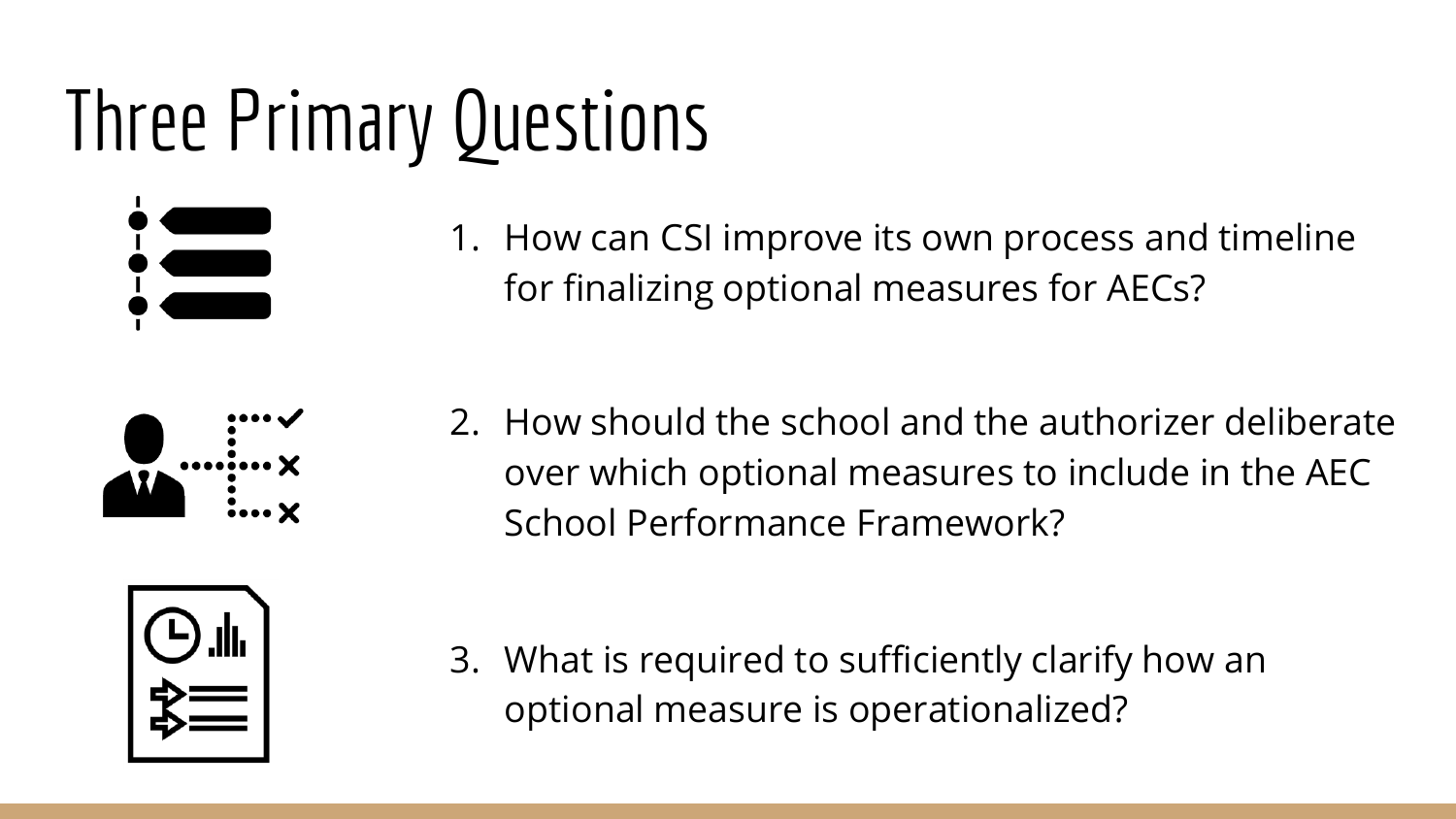# Three Primary Questions

1. How can CSI improve its own process and timeline for finalizing optional measures for AECs?

2. How should the school and the authorizer deliberate over which optional measures to include in the AEC School Performance Framework?

3. What is required to sufficiently clarify how an optional measure is operationalized?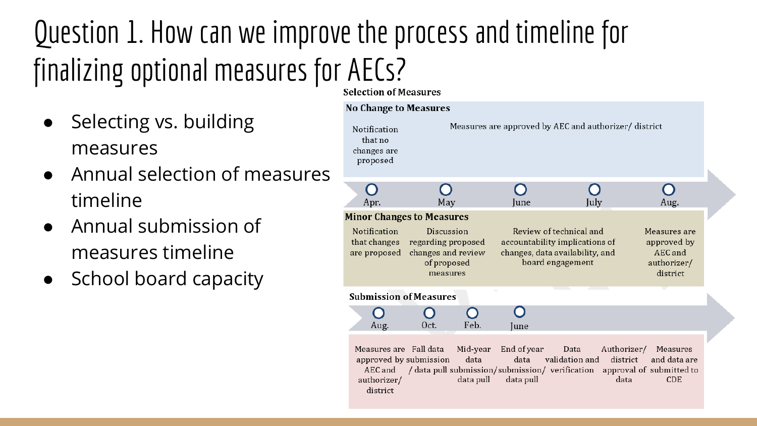# Question 1. How can we improve the process and timeline for finalizing optional measures for AECs?

- Selecting vs. building measures
- Annual selection of measures timeline
- Annual submission of measures timeline
- School board capacity

**Selection of Measures**

**No Change to Measures**

| Apr. | May | June | July | Aug. |
|---|---|---|---|---|
| Notification that no changes are proposed | Measures are approved by AEC and authorizer/ district | | | |

**Minor Changes to Measures**

| Apr. | May | June | July | Aug. |
|---|---|---|---|---|
| Notification that changes are proposed | Discussion regarding proposed changes and review of proposed measures | Review of technical and accountability implications of changes, data availability, and board engagement | | Measures are approved by AEC and authorizer/ district |

**Submission of Measures**

| Aug. | Oct. | Feb. | June | | | |
|---|---|---|---|---|---|---|
| Measures are approved by AEC and authorizer/ district | Fall data submission / data pull | Mid-year data submission/ data pull | End of year data submission/ data pull | Data validation and verification | Authorizer/ district approval of data | Measures and data are submitted to CDE |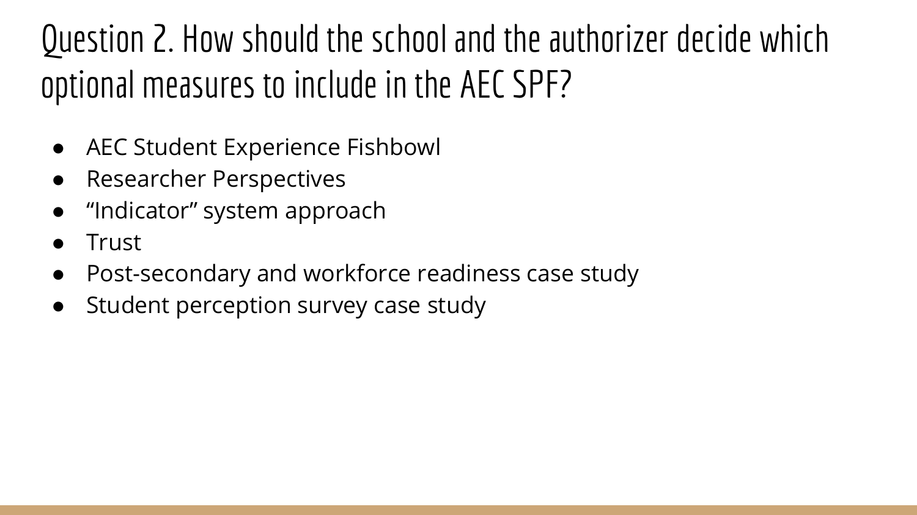# Question 2. How should the school and the authorizer decide which optional measures to include in the AEC SPF?

- AEC Student Experience Fishbowl
- Researcher Perspectives
- “Indicator” system approach
- Trust
- Post-secondary and workforce readiness case study
- Student perception survey case study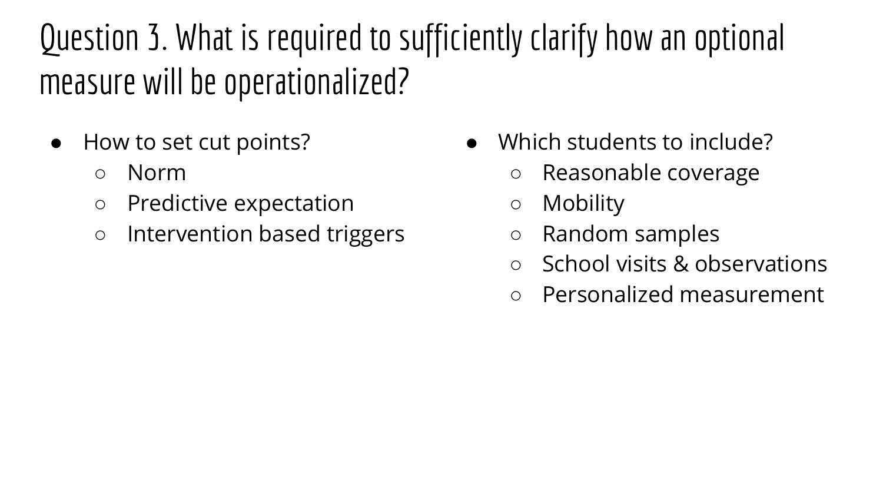# Question 3. What is required to sufficiently clarify how an optional measure will be operationalized?

- How to set cut points?
  - Norm
  - Predictive expectation
  - Intervention based triggers
- Which students to include?
  - Reasonable coverage
  - Mobility
  - Random samples
  - School visits & observations
  - Personalized measurement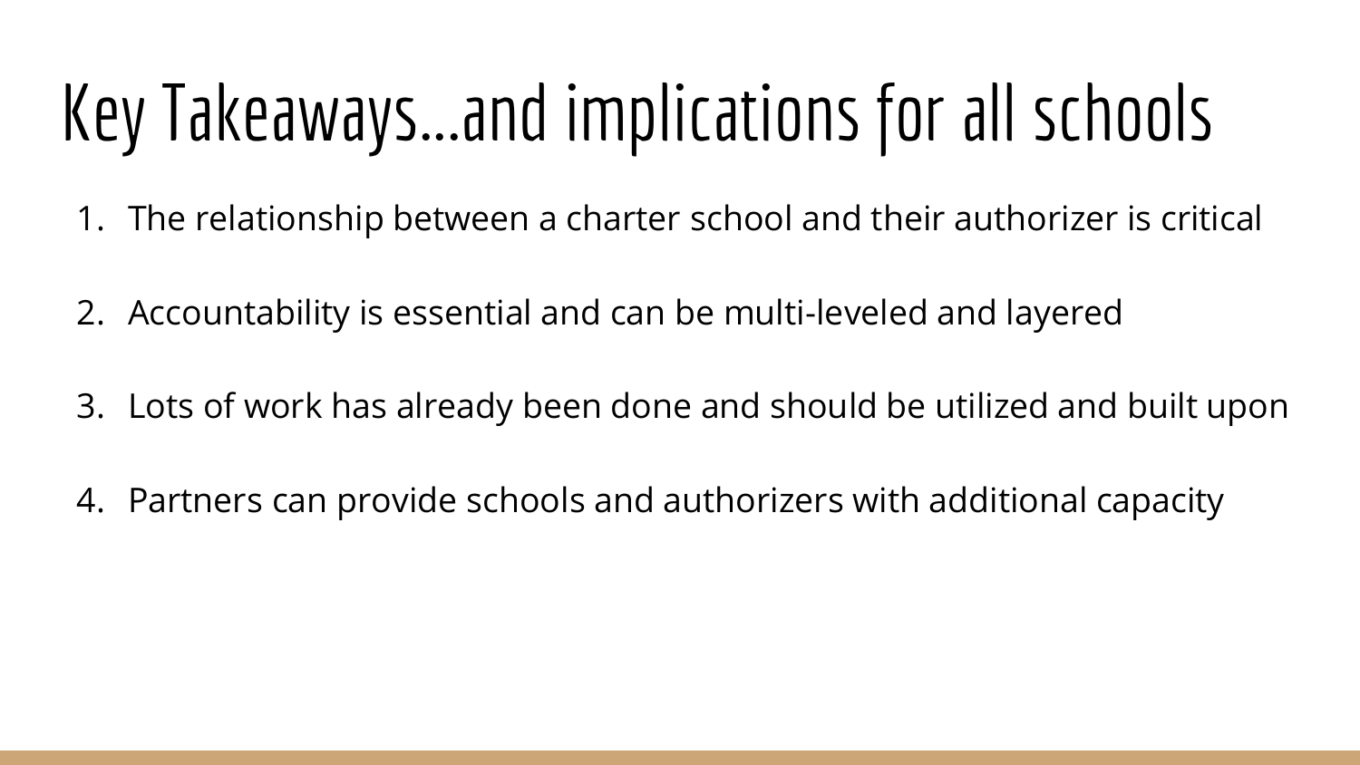# Key Takeaways…and implications for all schools

1. The relationship between a charter school and their authorizer is critical
2. Accountability is essential and can be multi-leveled and layered
3. Lots of work has already been done and should be utilized and built upon
4. Partners can provide schools and authorizers with additional capacity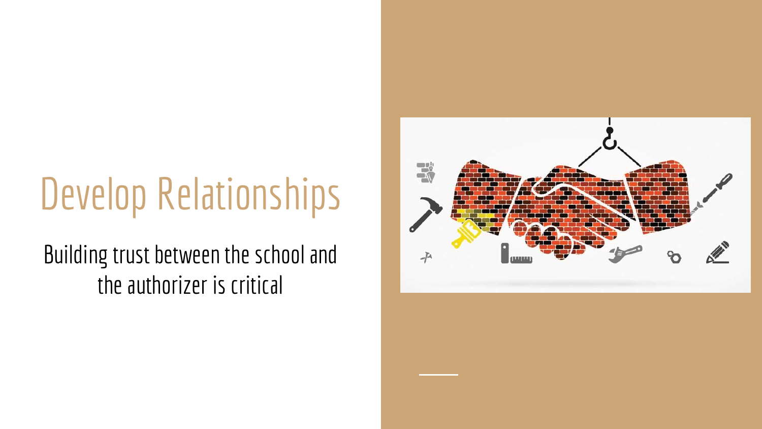# Develop Relationships

Building trust between the school and the authorizer is critical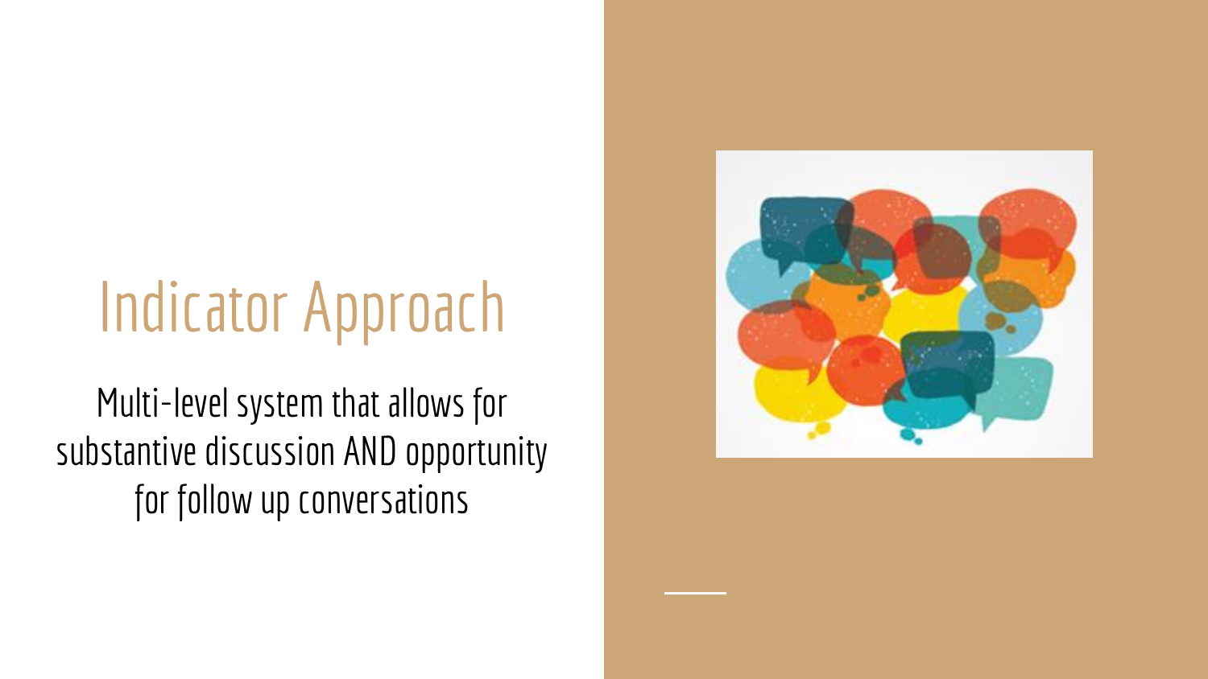# Indicator Approach

Multi-level system that allows for substantive discussion AND opportunity for follow up conversations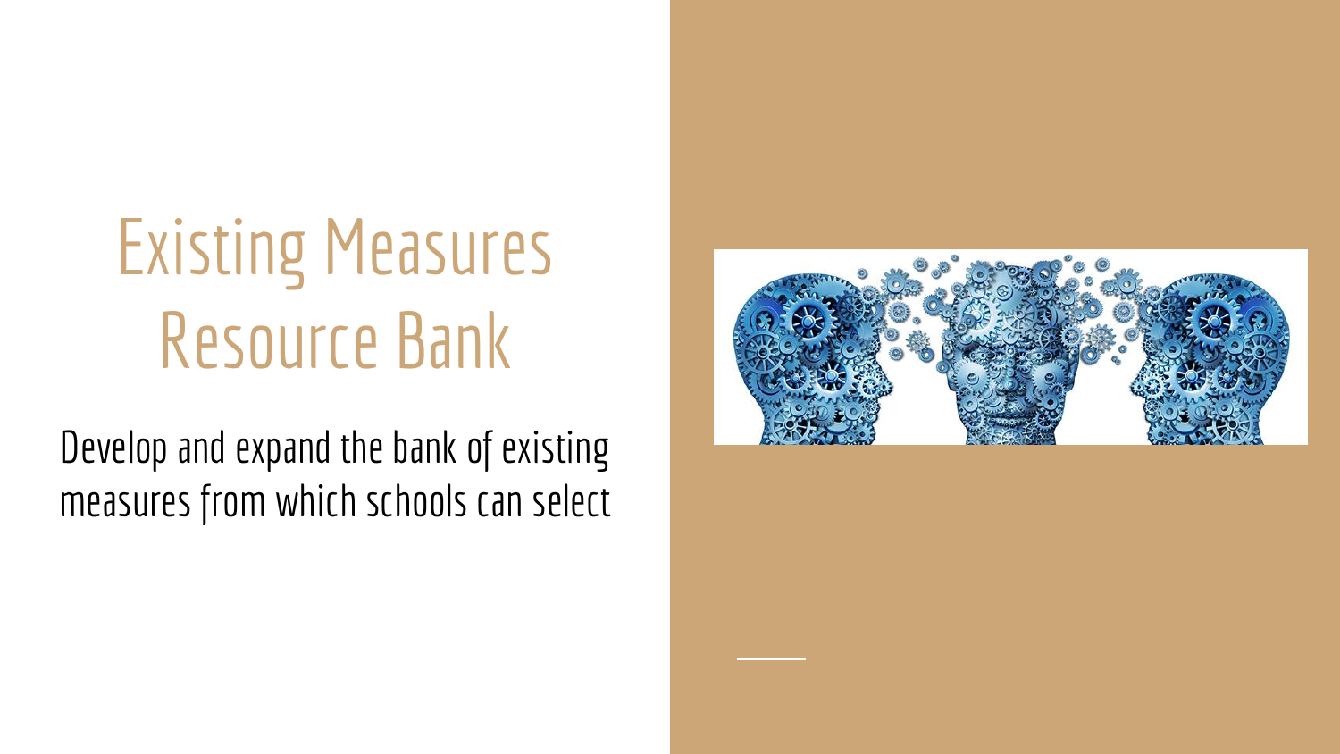# Existing Measures Resource Bank

Develop and expand the bank of existing measures from which schools can select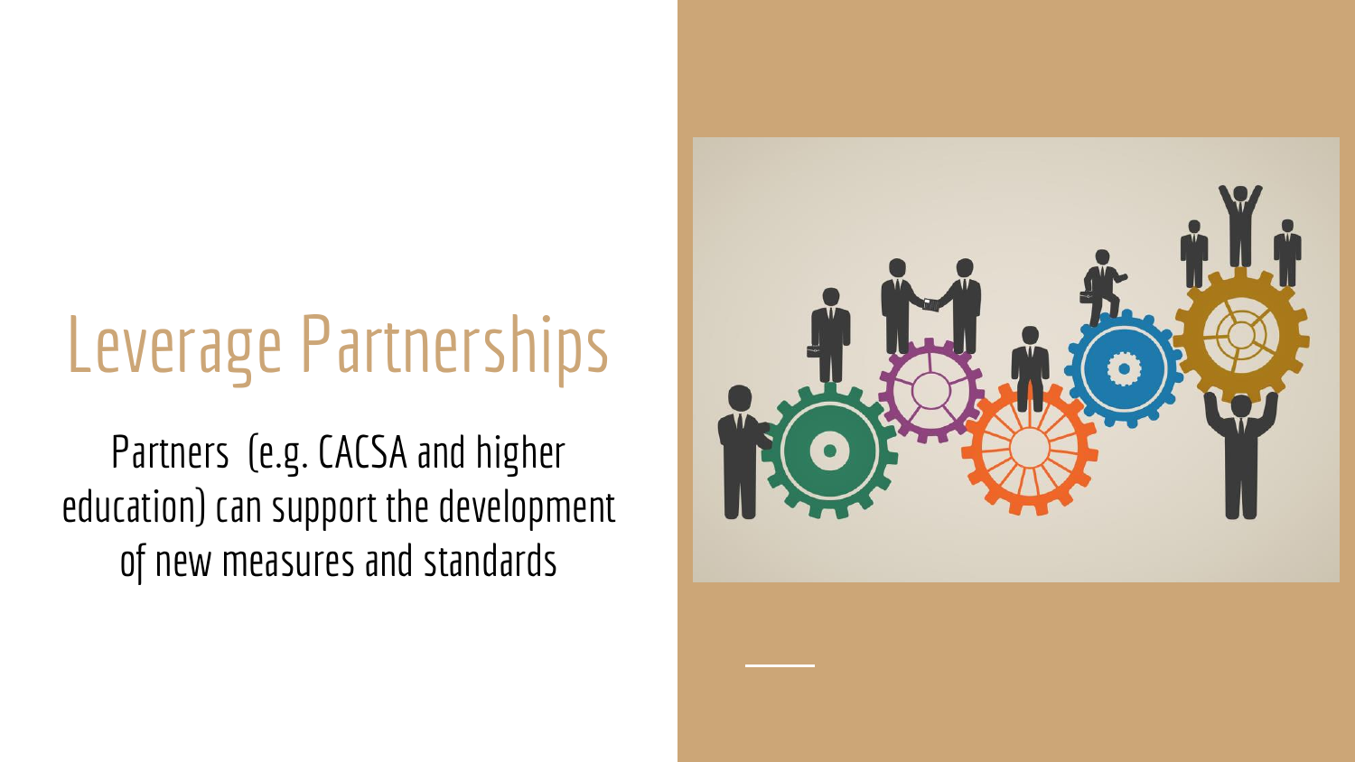# Leverage Partnerships

Partners (e.g. CACSA and higher education) can support the development of new measures and standards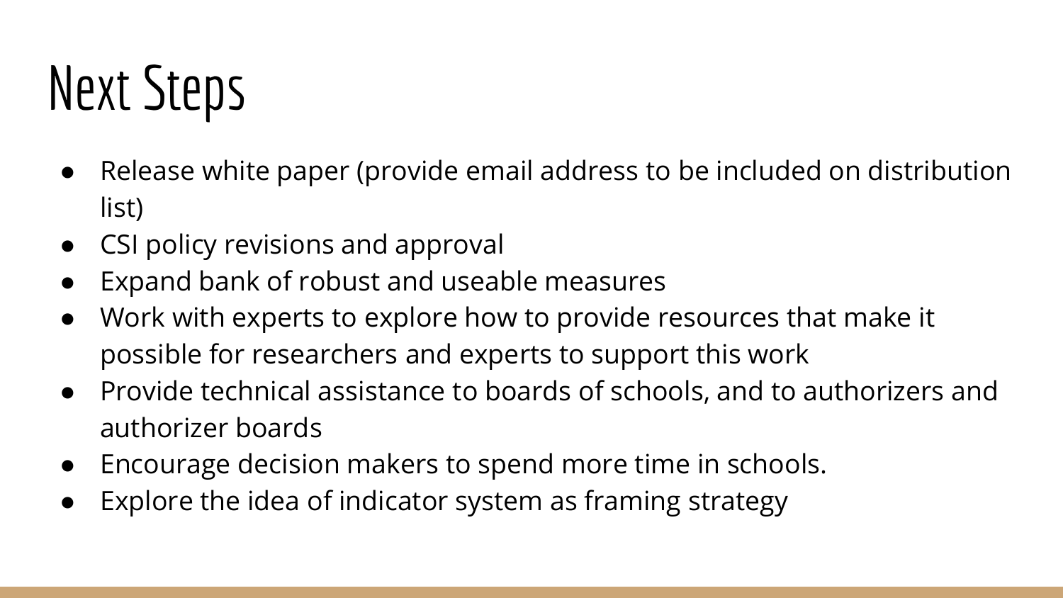# Next Steps

- Release white paper (provide email address to be included on distribution list)
- CSI policy revisions and approval
- Expand bank of robust and useable measures
- Work with experts to explore how to provide resources that make it possible for researchers and experts to support this work
- Provide technical assistance to boards of schools, and to authorizers and authorizer boards
- Encourage decision makers to spend more time in schools.
- Explore the idea of indicator system as framing strategy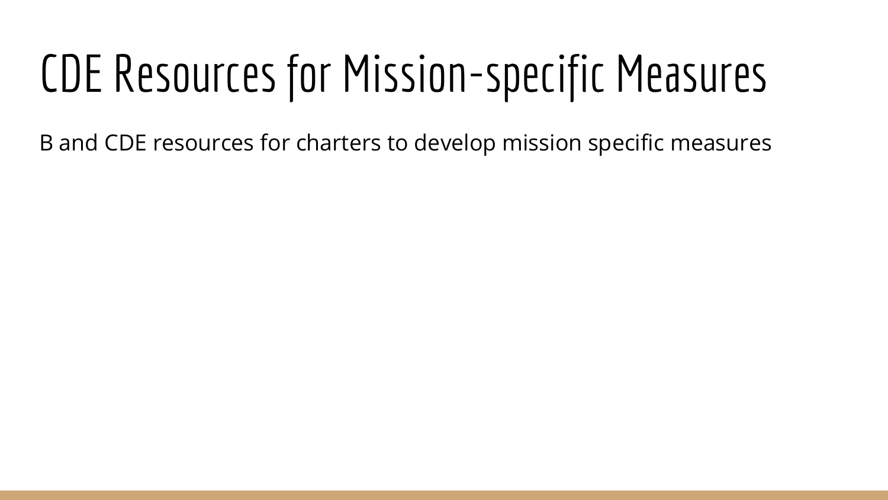# CDE Resources for Mission-specific Measures

B and CDE resources for charters to develop mission specific measures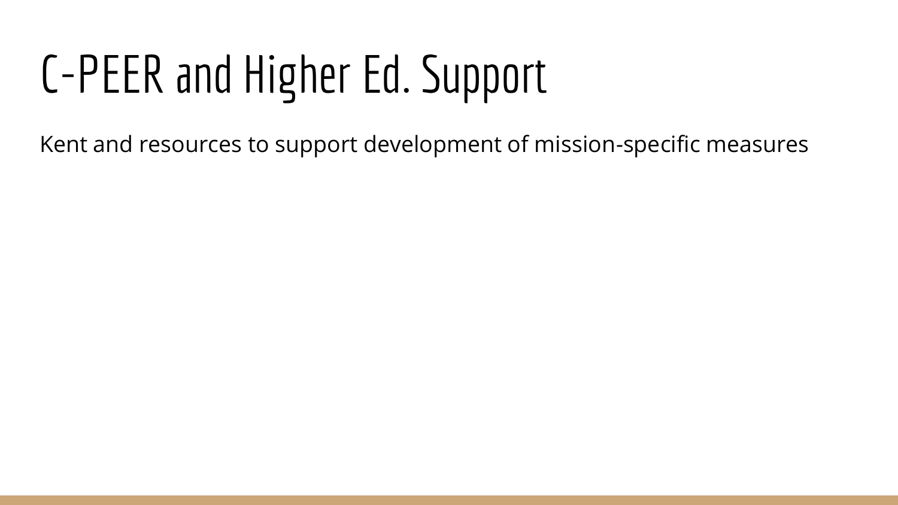# C-PEER and Higher Ed. Support

Kent and resources to support development of mission-specific measures